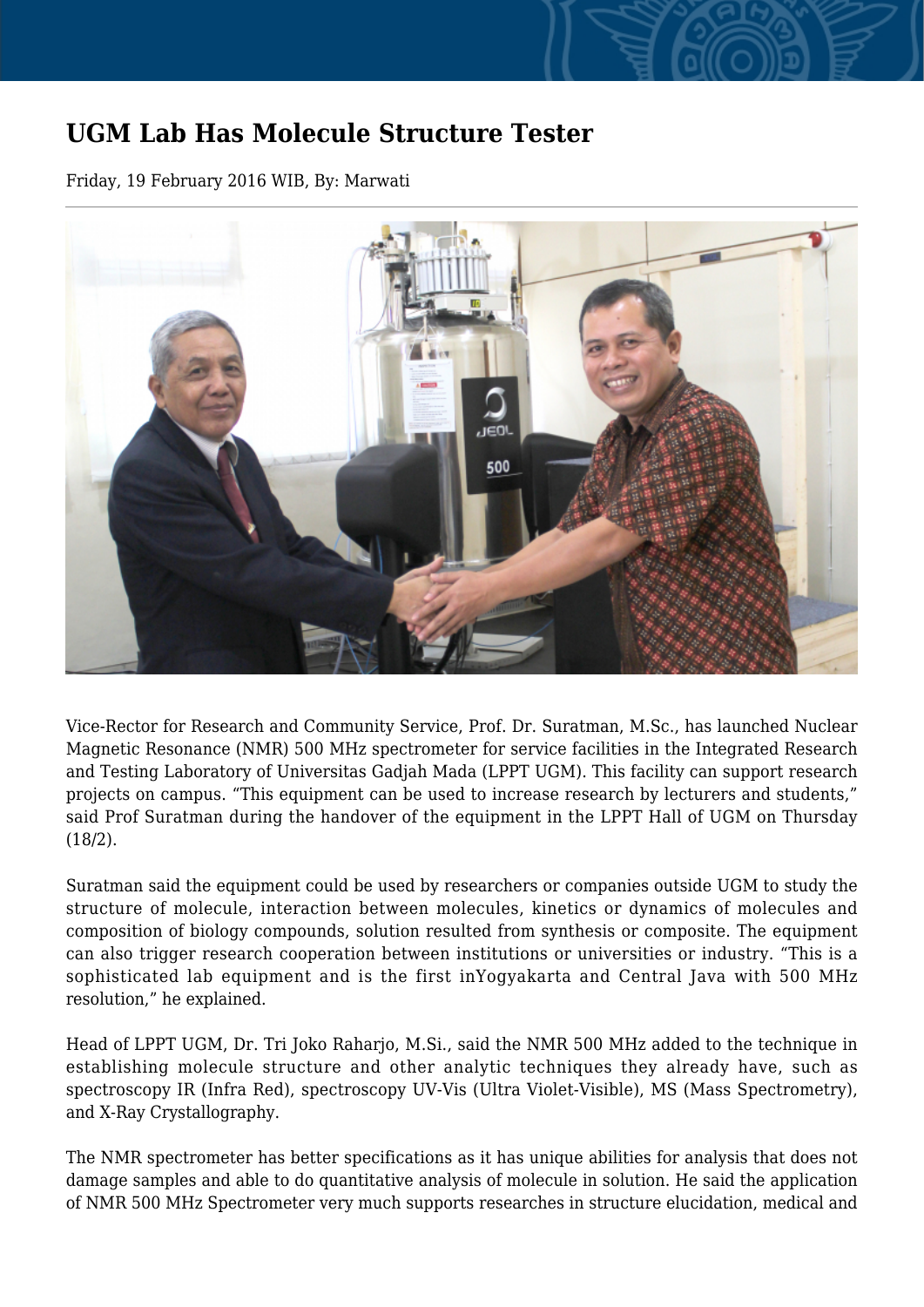# UGM Lab Has Molecule Structure Tester

Friday, 19 February 2016 WIB, By: Marwati

Vice-Rector for Research and Community Service, Prof. Dr. Suratman, M.Sc., has launched Nuclear Magnetic Resonance (NMR) 500 MHz spectrometer for service facilities in the Integrated Research and Testing Laboratory of Universitas Gadjah Mada (LPPT UGM). This facility can support research projects on campus. "This equipment can be used to increase research by lecturers and students," said Prof Suratman during the handover of the equipment in the LPPT Hall of UGM on Thursday (18/2).

Suratman said the equipment could be used by researchers or companies outside UGM to study the structure of molecule, interaction between molecules, kinetics or dynamics of molecules and composition of biology compounds, solution resulted from synthesis or composite. The equipment can also trigger research cooperation between institutions or universities or industry. "This is a sophisticated lab equipment and is the first inYogyakarta and Central Java with 500 MHz resolution," he explained.

Head of LPPT UGM, Dr. Tri Joko Raharjo, M.Si., said the NMR 500 MHz added to the technique in establishing molecule structure and other analytic techniques they already have, such as spectroscopy IR (Infra Red), spectroscopy UV-Vis (Ultra Violet-Visible), MS (Mass Spectrometry), and X-Ray Crystallography.

The NMR spectrometer has better specifications as it has unique abilities for analysis that does not damage samples and able to do quantitative analysis of molecule in solution. He said the application of NMR 500 MHz Spectrometer very much supports researches in structure elucidation, medical and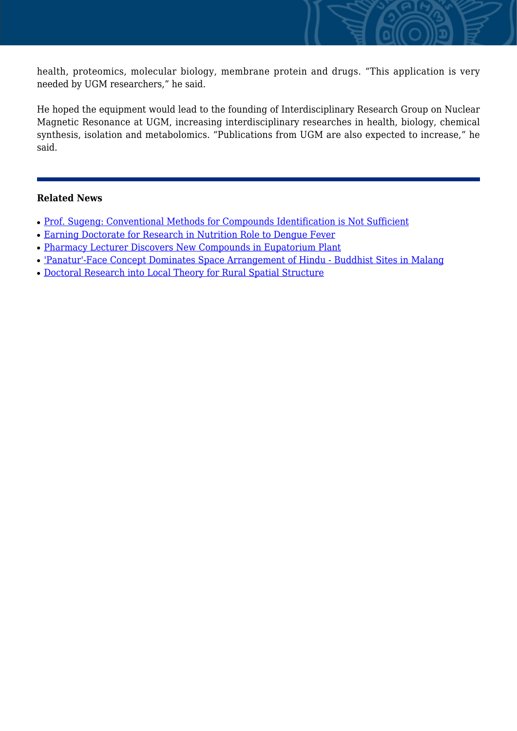health, proteomics, molecular biology, membrane protein and drugs. “This application is very needed by UGM researchers,” he said.

He hoped the equipment would lead to the founding of Interdisciplinary Research Group on Nuclear Magnetic Resonance at UGM, increasing interdisciplinary researches in health, biology, chemical synthesis, isolation and metabolomics. “Publications from UGM are also expected to increase,” he said.

---

**Related News**

- Prof. Sugeng: Conventional Methods for Compounds Identification is Not Sufficient
- Earning Doctorate for Research in Nutrition Role to Dengue Fever
- Pharmacy Lecturer Discovers New Compounds in Eupatorium Plant
- 'Panatur'-Face Concept Dominates Space Arrangement of Hindu - Buddhist Sites in Malang
- Doctoral Research into Local Theory for Rural Spatial Structure